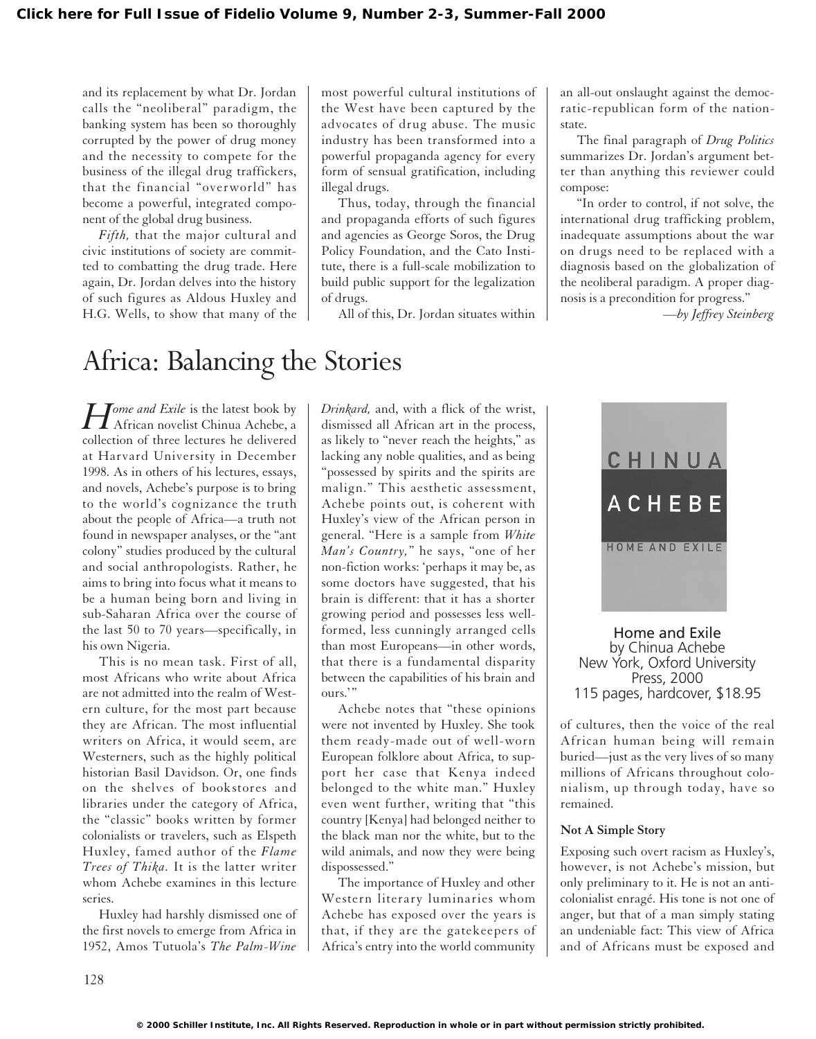and its replacement by what Dr. Jordan calls the "neoliberal" paradigm, the banking system has been so thoroughly corrupted by the power of drug money and the necessity to compete for the business of the illegal drug traffickers, that the financial "overworld" has become a powerful, integrated component of the global drug business.

*Fifth,* that the major cultural and civic institutions of society are committed to combatting the drug trade. Here again, Dr. Jordan delves into the history of such figures as Aldous Huxley and H.G. Wells, to show that many of the most powerful cultural institutions of the West have been captured by the advocates of drug abuse. The music industry has been transformed into a powerful propaganda agency for every form of sensual gratification, including illegal drugs.

Thus, today, through the financial and propaganda efforts of such figures and agencies as George Soros, the Drug Policy Foundation, and the Cato Institute, there is a full-scale mobilization to build public support for the legalization of drugs.

All of this, Dr. Jordan situates within an all-out onslaught against the democratic-republican form of the nation-state.

The final paragraph of *Drug Politics* summarizes Dr. Jordan's argument better than anything this reviewer could compose:

"In order to control, if not solve, the international drug trafficking problem, inadequate assumptions about the war on drugs need to be replaced with a diagnosis based on the globalization of the neoliberal paradigm. A proper diagnosis is a precondition for progress."

*—by Jeffrey Steinberg*

# Africa: Balancing the Stories

Home and Exile
by Chinua Achebe
New York, Oxford University Press, 2000
115 pages, hardcover, $18.95

*Home and Exile* is the latest book by African novelist Chinua Achebe, a collection of three lectures he delivered at Harvard University in December 1998. As in others of his lectures, essays, and novels, Achebe's purpose is to bring to the world's cognizance the truth about the people of Africa—a truth not found in newspaper analyses, or the "ant colony" studies produced by the cultural and social anthropologists. Rather, he aims to bring into focus what it means to be a human being born and living in sub-Saharan Africa over the course of the last 50 to 70 years—specifically, in his own Nigeria.

This is no mean task. First of all, most Africans who write about Africa are not admitted into the realm of Western culture, for the most part because they are African. The most influential writers on Africa, it would seem, are Westerners, such as the highly political historian Basil Davidson. Or, one finds on the shelves of bookstores and libraries under the category of Africa, the "classic" books written by former colonialists or travelers, such as Elspeth Huxley, famed author of the *Flame Trees of Thika*. It is the latter writer whom Achebe examines in this lecture series.

Huxley had harshly dismissed one of the first novels to emerge from Africa in 1952, Amos Tutuola's *The Palm-Wine Drinkard,* and, with a flick of the wrist, dismissed all African art in the process, as likely to "never reach the heights," as lacking any noble qualities, and as being "possessed by spirits and the spirits are malign." This aesthetic assessment, Achebe points out, is coherent with Huxley's view of the African person in general. "Here is a sample from *White Man's Country,*" he says, "one of her non-fiction works: 'perhaps it may be, as some doctors have suggested, that his brain is different: that it has a shorter growing period and possesses less well-formed, less cunningly arranged cells than most Europeans—in other words, that there is a fundamental disparity between the capabilities of his brain and ours.'"

Achebe notes that "these opinions were not invented by Huxley. She took them ready-made out of well-worn European folklore about Africa, to support her case that Kenya indeed belonged to the white man." Huxley even went further, writing that "this country [Kenya] had belonged neither to the black man nor the white, but to the wild animals, and now they were being dispossessed."

The importance of Huxley and other Western literary luminaries whom Achebe has exposed over the years is that, if they are the gatekeepers of Africa's entry into the world community of cultures, then the voice of the real African human being will remain buried—just as the very lives of so many millions of Africans throughout colonialism, up through today, have so remained.

### Not A Simple Story

Exposing such overt racism as Huxley's, however, is not Achebe's mission, but only preliminary to it. He is not an anti-colonialist enragé. His tone is not one of anger, but that of a man simply stating an undeniable fact: This view of Africa and of Africans must be exposed and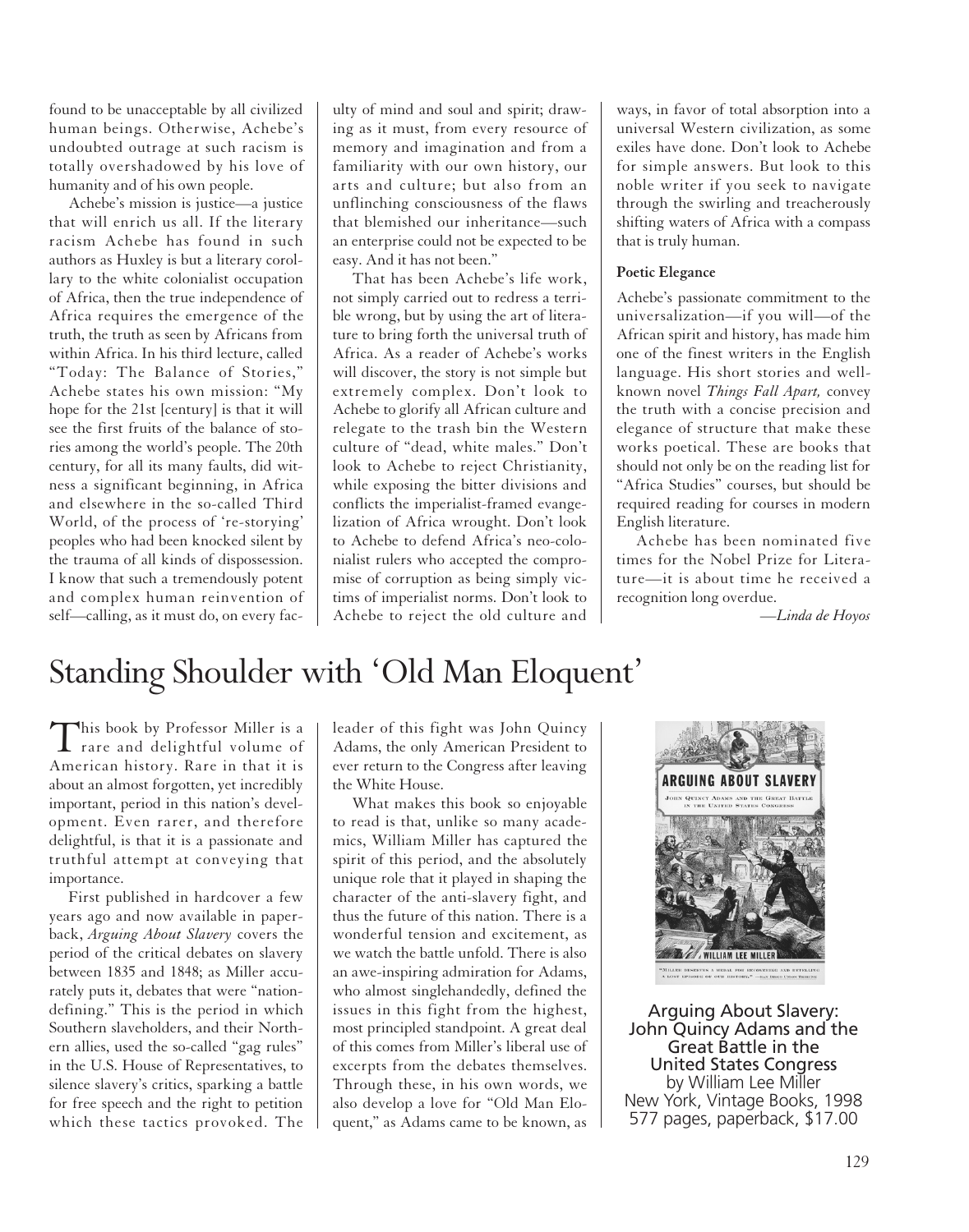found to be unacceptable by all civilized human beings. Otherwise, Achebe's undoubted outrage at such racism is totally overshadowed by his love of humanity and of his own people.

Achebe's mission is justice—a justice that will enrich us all. If the literary racism Achebe has found in such authors as Huxley is but a literary corollary to the white colonialist occupation of Africa, then the true independence of Africa requires the emergence of the truth, the truth as seen by Africans from within Africa. In his third lecture, called "Today: The Balance of Stories," Achebe states his own mission: "My hope for the 21st [century] is that it will see the first fruits of the balance of stories among the world's people. The 20th century, for all its many faults, did witness a significant beginning, in Africa and elsewhere in the so-called Third World, of the process of 're-storying' peoples who had been knocked silent by the trauma of all kinds of dispossession. I know that such a tremendously potent and complex human reinvention of self—calling, as it must do, on every faculty of mind and soul and spirit; drawing as it must, from every resource of memory and imagination and from a familiarity with our own history, our arts and culture; but also from an unflinching consciousness of the flaws that blemished our inheritance—such an enterprise could not be expected to be easy. And it has not been."

That has been Achebe's life work, not simply carried out to redress a terrible wrong, but by using the art of literature to bring forth the universal truth of Africa. As a reader of Achebe's works will discover, the story is not simple but extremely complex. Don't look to Achebe to glorify all African culture and relegate to the trash bin the Western culture of "dead, white males." Don't look to Achebe to reject Christianity, while exposing the bitter divisions and conflicts the imperialist-framed evangelization of Africa wrought. Don't look to Achebe to defend Africa's neo-colonialist rulers who accepted the compromise of corruption as being simply victims of imperialist norms. Don't look to Achebe to reject the old culture and ways, in favor of total absorption into a universal Western civilization, as some exiles have done. Don't look to Achebe for simple answers. But look to this noble writer if you seek to navigate through the swirling and treacherously shifting waters of Africa with a compass that is truly human.

**Poetic Elegance**

Achebe's passionate commitment to the universalization—if you will—of the African spirit and history, has made him one of the finest writers in the English language. His short stories and well-known novel *Things Fall Apart,* convey the truth with a concise precision and elegance of structure that make these works poetical. These are books that should not only be on the reading list for "Africa Studies" courses, but should be required reading for courses in modern English literature.

Achebe has been nominated five times for the Nobel Prize for Literature—it is about time he received a recognition long overdue.

*—Linda de Hoyos*

# Standing Shoulder with 'Old Man Eloquent'

This book by Professor Miller is a rare and delightful volume of American history. Rare in that it is about an almost forgotten, yet incredibly important, period in this nation's development. Even rarer, and therefore delightful, is that it is a passionate and truthful attempt at conveying that importance.

First published in hardcover a few years ago and now available in paperback, *Arguing About Slavery* covers the period of the critical debates on slavery between 1835 and 1848; as Miller accurately puts it, debates that were "nation-defining." This is the period in which Southern slaveholders, and their Northern allies, used the so-called "gag rules" in the U.S. House of Representatives, to silence slavery's critics, sparking a battle for free speech and the right to petition which these tactics provoked. The leader of this fight was John Quincy Adams, the only American President to ever return to the Congress after leaving the White House.

What makes this book so enjoyable to read is that, unlike so many academics, William Miller has captured the spirit of this period, and the absolutely unique role that it played in shaping the character of the anti-slavery fight, and thus the future of this nation. There is a wonderful tension and excitement, as we watch the battle unfold. There is also an awe-inspiring admiration for Adams, who almost singlehandedly, defined the issues in this fight from the highest, most principled standpoint. A great deal of this comes from Miller's liberal use of excerpts from the debates themselves. Through these, in his own words, we also develop a love for "Old Man Eloquent," as Adams came to be known, as

**Arguing About Slavery: John Quincy Adams and the Great Battle in the United States Congress**
by William Lee Miller
New York, Vintage Books, 1998
577 pages, paperback, $17.00